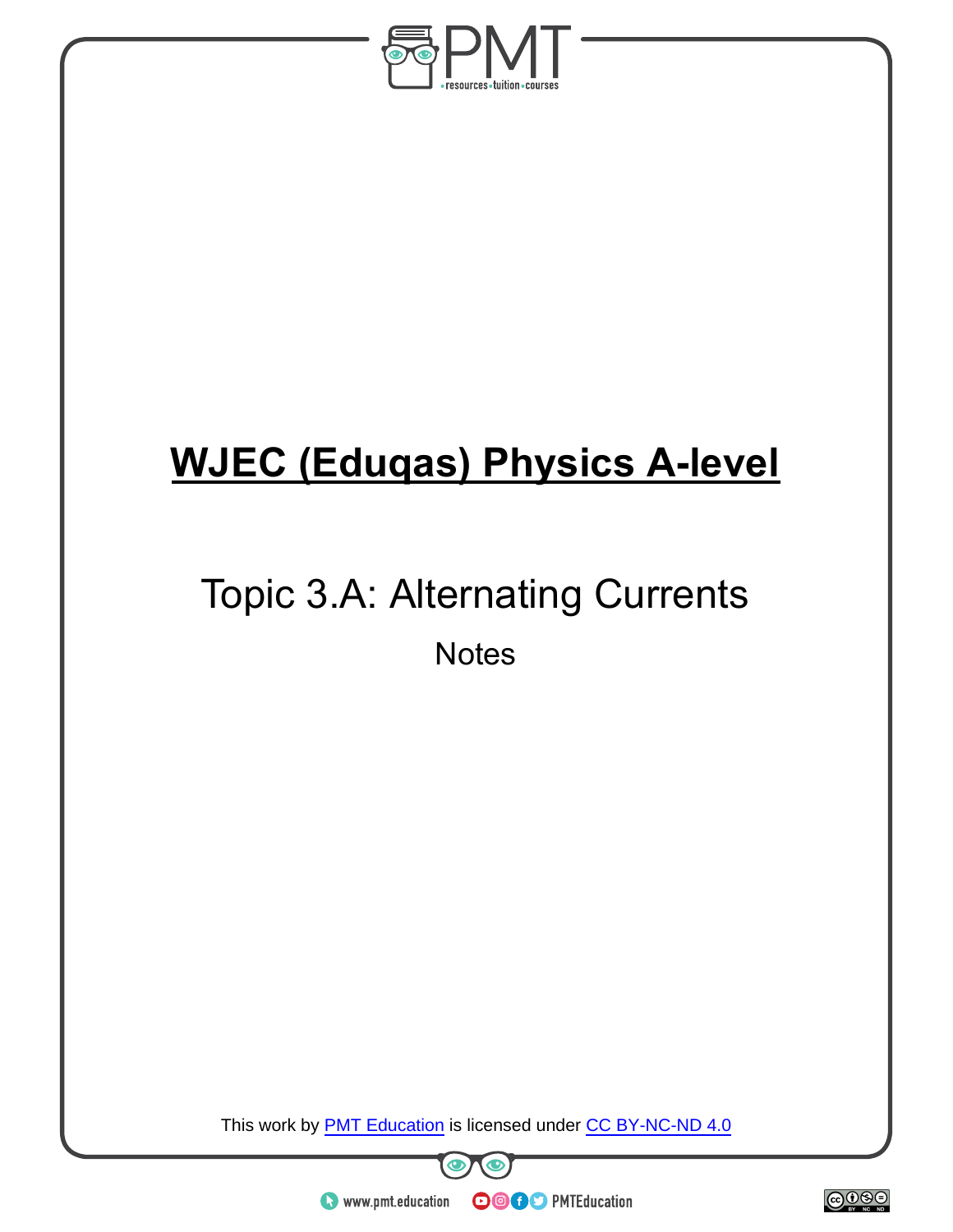# WJEC (Eduqas) Physics A-level

## Topic 3.A: Alternating Currents

Notes

This work by PMT Education is licensed under CC BY-NC-ND 4.0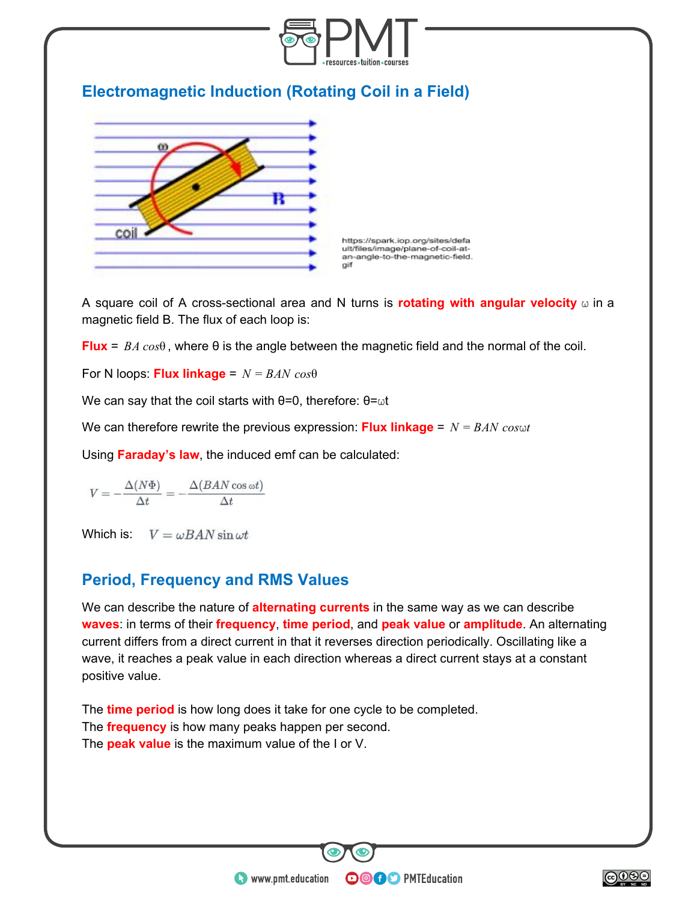## Electromagnetic Induction (Rotating Coil in a Field)

https://spark.iop.org/sites/default/files/image/plane-of-coil-at-an-angle-to-the-magnetic-field.gif

A square coil of A cross-sectional area and N turns is **rotating with angular velocity** $\omega$ in a magnetic field B. The flux of each loop is:

**Flux** = $BA\cos\theta$, where θ is the angle between the magnetic field and the normal of the coil.

For N loops: **Flux linkage** = $N = BAN\cos\theta$

We can say that the coil starts with θ=0, therefore: $\theta=\omega t$

We can therefore rewrite the previous expression: **Flux linkage** = $N = BAN\cos\omega t$

Using **Faraday's law**, the induced emf can be calculated:

$$V = -\frac{\Delta(N\Phi)}{\Delta t} = -\frac{\Delta(BAN\cos\omega t)}{\Delta t}$$

Which is: $V = \omega BAN \sin \omega t$

## Period, Frequency and RMS Values

We can describe the nature of **alternating currents** in the same way as we can describe **waves**: in terms of their **frequency**, **time period**, and **peak value** or **amplitude**. An alternating current differs from a direct current in that it reverses direction periodically. Oscillating like a wave, it reaches a peak value in each direction whereas a direct current stays at a constant positive value.

The **time period** is how long does it take for one cycle to be completed.
The **frequency** is how many peaks happen per second.
The **peak value** is the maximum value of the I or V.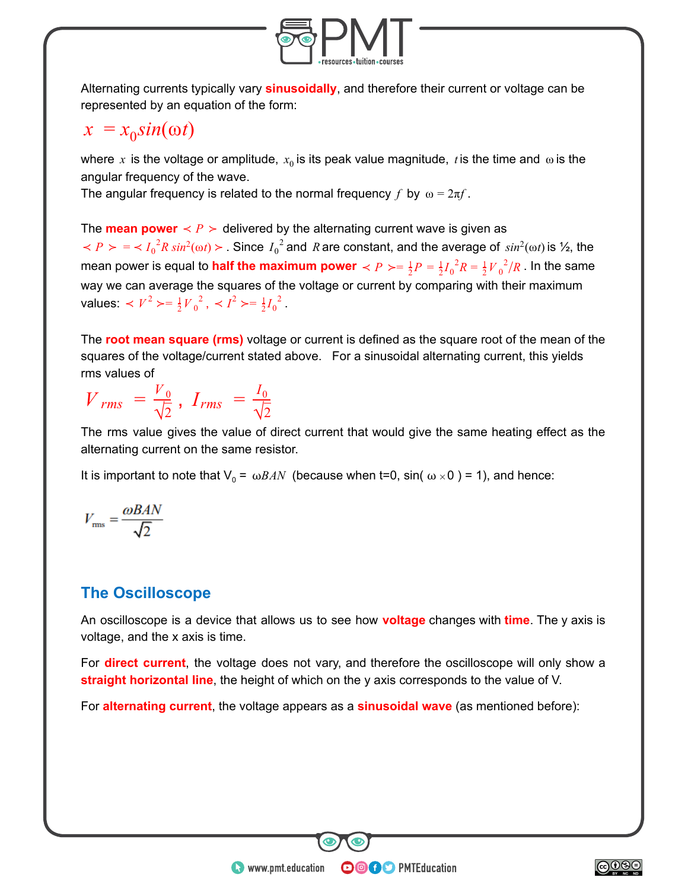Alternating currents typically vary **sinusoidally**, and therefore their current or voltage can be represented by an equation of the form:

$$x = x_0 sin(\omega t)$$

where $x$ is the voltage or amplitude, $x_0$ is its peak value magnitude, $t$ is the time and $\omega$ is the angular frequency of the wave.
The angular frequency is related to the normal frequency $f$ by $\omega = 2\pi f$.

The **mean power** $\prec P \succ$ delivered by the alternating current wave is given as $\prec P \succ = \prec I_0^2 R\, sin^2(\omega t) \succ$. Since $I_0^2$ and $R$ are constant, and the average of $sin^2(\omega t)$ is ½, the mean power is equal to **half the maximum power** $\prec P \succ = \frac{1}{2}P = \frac{1}{2}I_0^2 R = \frac{1}{2}V_0^2/R$. In the same way we can average the squares of the voltage or current by comparing with their maximum values: $\prec V^2 \succ = \frac{1}{2}V_0^2$, $\prec I^2 \succ = \frac{1}{2}I_0^2$.

The **root mean square (rms)** voltage or current is defined as the square root of the mean of the squares of the voltage/current stated above. For a sinusoidal alternating current, this yields rms values of

$$V_{rms} = \frac{V_0}{\sqrt{2}}, \quad I_{rms} = \frac{I_0}{\sqrt{2}}$$

The rms value gives the value of direct current that would give the same heating effect as the alternating current on the same resistor.

It is important to note that $V_0 = \omega BAN$ (because when t=0, sin( $\omega \times 0$ ) = 1), and hence:

$$V_{rms} = \frac{\omega BAN}{\sqrt{2}}$$

## The Oscilloscope

An oscilloscope is a device that allows us to see how **voltage** changes with **time**. The y axis is voltage, and the x axis is time.

For **direct current**, the voltage does not vary, and therefore the oscilloscope will only show a **straight horizontal line**, the height of which on the y axis corresponds to the value of V.

For **alternating current**, the voltage appears as a **sinusoidal wave** (as mentioned before):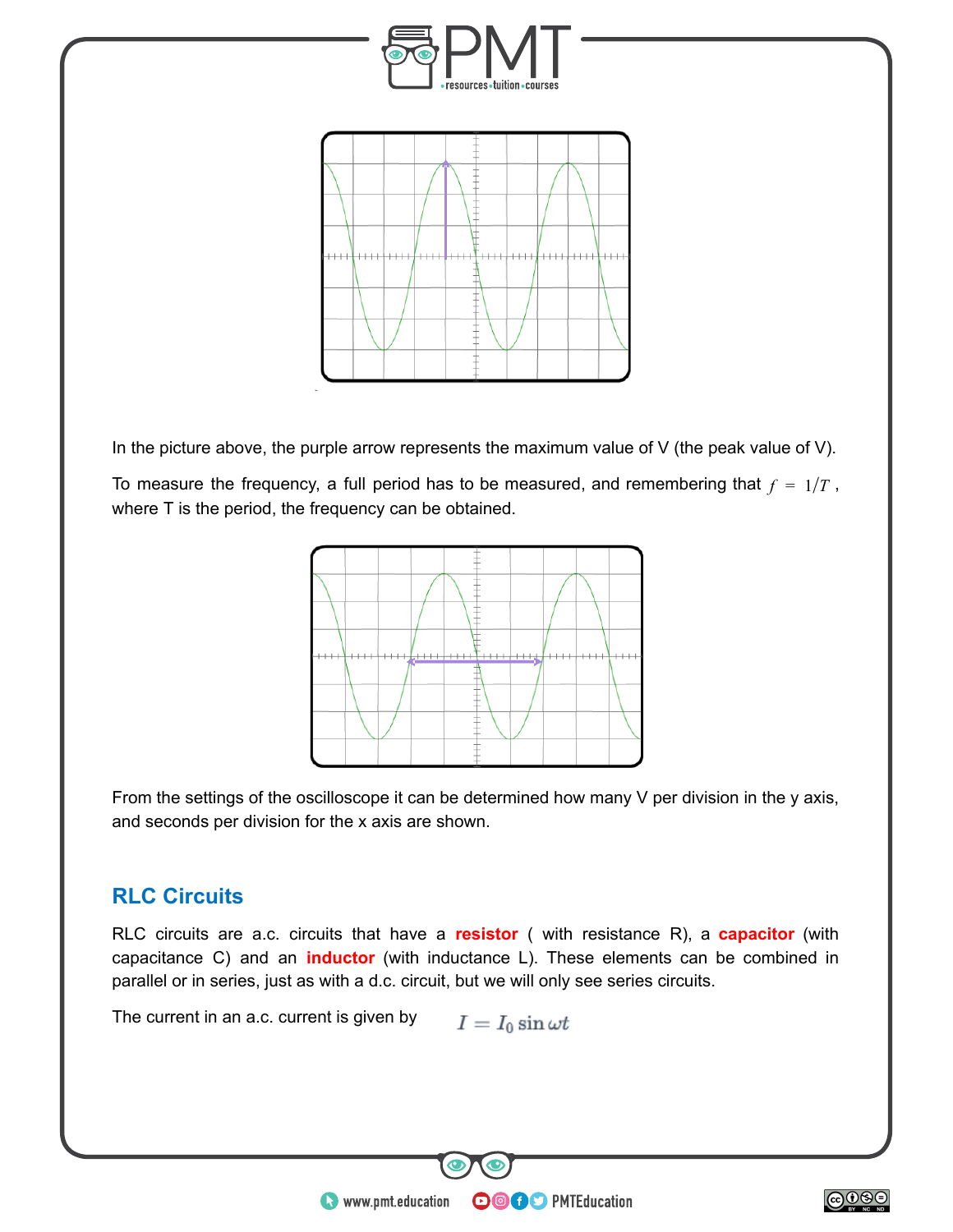In the picture above, the purple arrow represents the maximum value of V (the peak value of V).

To measure the frequency, a full period has to be measured, and remembering that $f = 1/T$, where T is the period, the frequency can be obtained.

From the settings of the oscilloscope it can be determined how many V per division in the y axis, and seconds per division for the x axis are shown.

## RLC Circuits

RLC circuits are a.c. circuits that have a **resistor** ( with resistance R), a **capacitor** (with capacitance C) and an **inductor** (with inductance L). These elements can be combined in parallel or in series, just as with a d.c. circuit, but we will only see series circuits.

The current in an a.c. current is given by $I = I_0 \sin \omega t$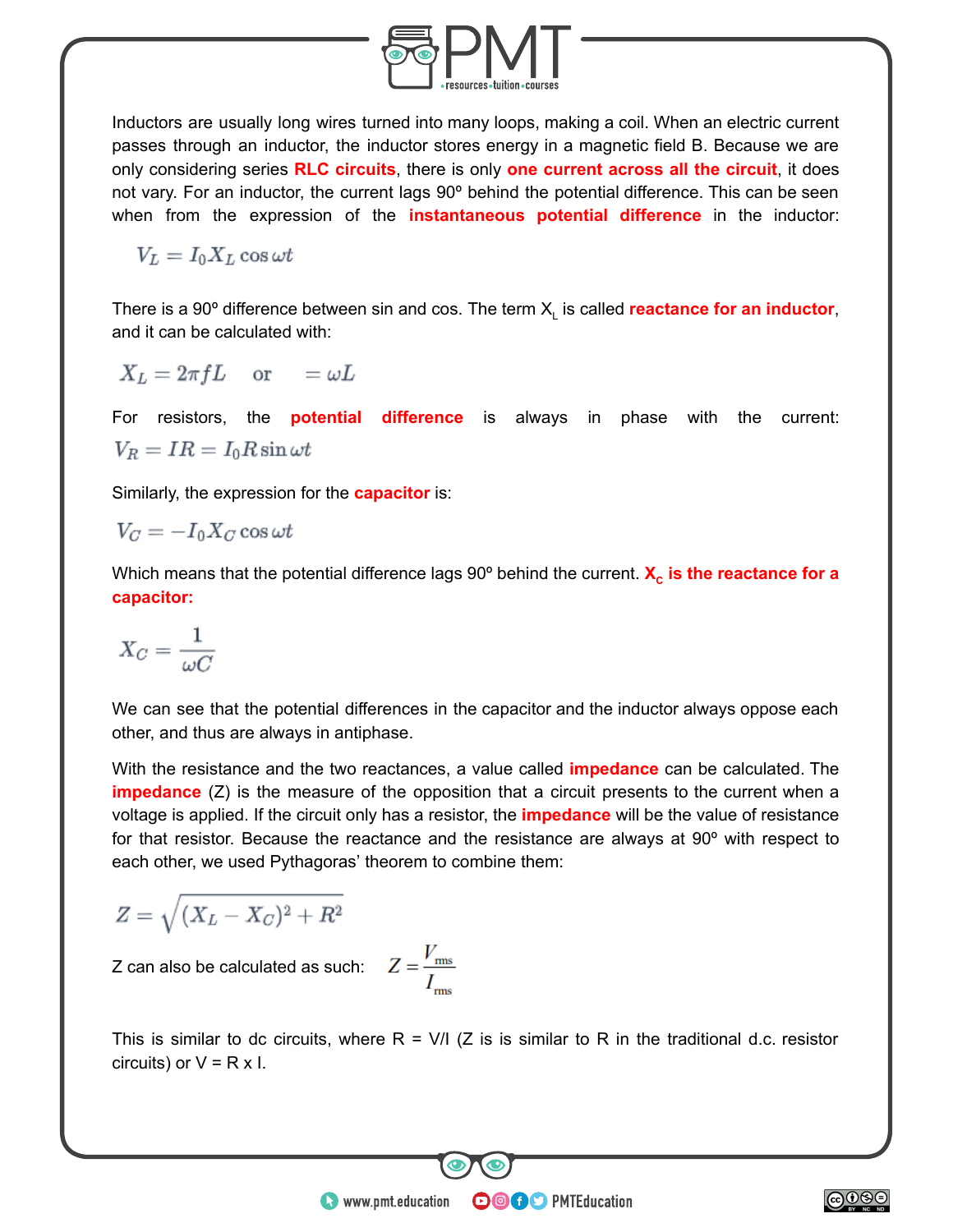Inductors are usually long wires turned into many loops, making a coil. When an electric current passes through an inductor, the inductor stores energy in a magnetic field B. Because we are only considering series **RLC circuits**, there is only **one current across all the circuit**, it does not vary. For an inductor, the current lags 90º behind the potential difference. This can be seen when from the expression of the **instantaneous potential difference** in the inductor:

$$V_L = I_0 X_L \cos \omega t$$

There is a 90º difference between sin and cos. The term $X_L$ is called **reactance for an inductor**, and it can be calculated with:

$$X_L = 2\pi f L \quad \text{or} \quad = \omega L$$

For resistors, the **potential difference** is always in phase with the current:

$$V_R = IR = I_0 R \sin \omega t$$

Similarly, the expression for the **capacitor** is:

$$V_C = -I_0 X_C \cos \omega t$$

Which means that the potential difference lags 90º behind the current. **$X_c$ is the reactance for a capacitor:**

$$X_C = \frac{1}{\omega C}$$

We can see that the potential differences in the capacitor and the inductor always oppose each other, and thus are always in antiphase.

With the resistance and the two reactances, a value called **impedance** can be calculated. The **impedance** (Z) is the measure of the opposition that a circuit presents to the current when a voltage is applied. If the circuit only has a resistor, the **impedance** will be the value of resistance for that resistor. Because the reactance and the resistance are always at 90º with respect to each other, we used Pythagoras' theorem to combine them:

$$Z = \sqrt{(X_L - X_C)^2 + R^2}$$

Z can also be calculated as such: $Z = \frac{V_{rms}}{I_{rms}}$

This is similar to dc circuits, where R = V/I (Z is is similar to R in the traditional d.c. resistor circuits) or V = R x I.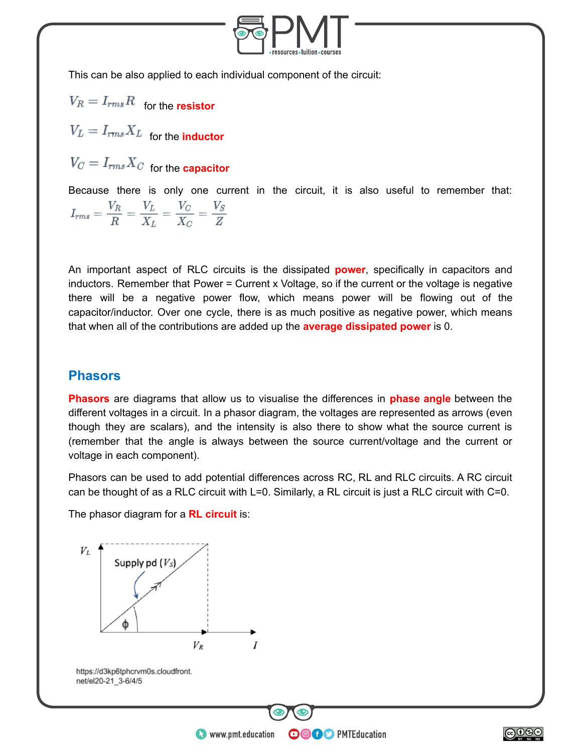This can be also applied to each individual component of the circuit:

$V_R = I_{rms}R$ for the **resistor**

$V_L = I_{rms}X_L$ for the **inductor**

$V_C = I_{rms}X_C$ for the **capacitor**

Because there is only one current in the circuit, it is also useful to remember that: $I_{rms} = \frac{V_R}{R} = \frac{V_L}{X_L} = \frac{V_C}{X_C} = \frac{V_S}{Z}$

An important aspect of RLC circuits is the dissipated **power**, specifically in capacitors and inductors. Remember that Power = Current x Voltage, so if the current or the voltage is negative there will be a negative power flow, which means power will be flowing out of the capacitor/inductor. Over one cycle, there is as much positive as negative power, which means that when all of the contributions are added up the **average dissipated power** is 0.

## Phasors

**Phasors** are diagrams that allow us to visualise the differences in **phase angle** between the different voltages in a circuit. In a phasor diagram, the voltages are represented as arrows (even though they are scalars), and the intensity is also there to show what the source current is (remember that the angle is always between the source current/voltage and the current or voltage in each component).

Phasors can be used to add potential differences across RC, RL and RLC circuits. A RC circuit can be thought of as a RLC circuit with L=0. Similarly, a RL circuit is just a RLC circuit with C=0.

The phasor diagram for a **RL circuit** is:

$V_L$ Supply pd ($V_S$) ϕ $V_R$ $I$

https://d3kp6tphcrvm0s.cloudfront.net/el20-21_3-6/4/5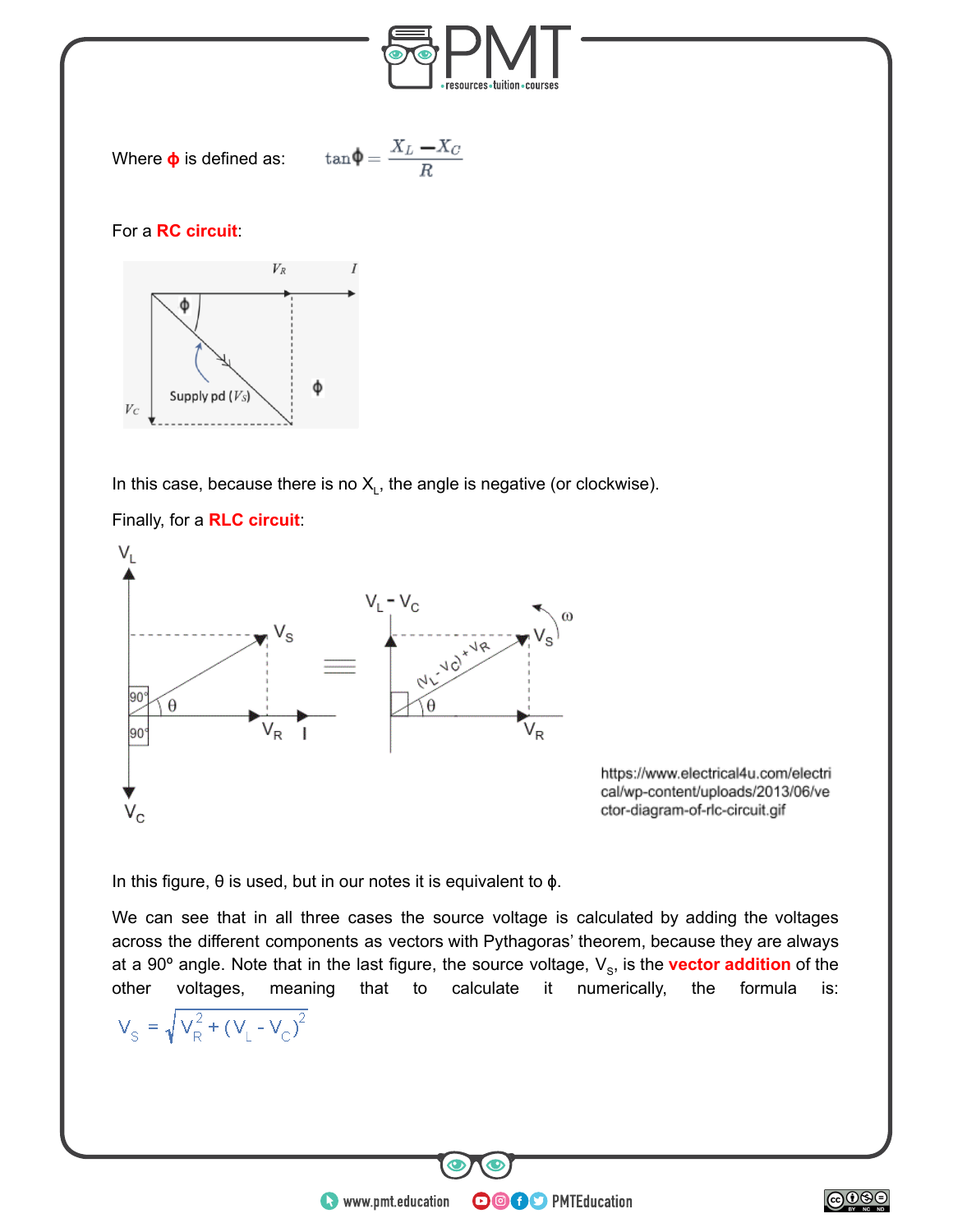Where **ϕ** is defined as: $\tan\phi = \dfrac{X_L - X_C}{R}$

For a **RC circuit**:

In this case, because there is no $X_L$, the angle is negative (or clockwise).

Finally, for a **RLC circuit**:

https://www.electrical4u.com/electrical/wp-content/uploads/2013/06/vector-diagram-of-rlc-circuit.gif

In this figure, θ is used, but in our notes it is equivalent to ϕ.

We can see that in all three cases the source voltage is calculated by adding the voltages across the different components as vectors with Pythagoras' theorem, because they are always at a 90º angle. Note that in the last figure, the source voltage, $V_S$, is the **vector addition** of the other voltages, meaning that to calculate it numerically, the formula is:

$$V_S = \sqrt{V_R^2 + (V_L - V_C)^2}$$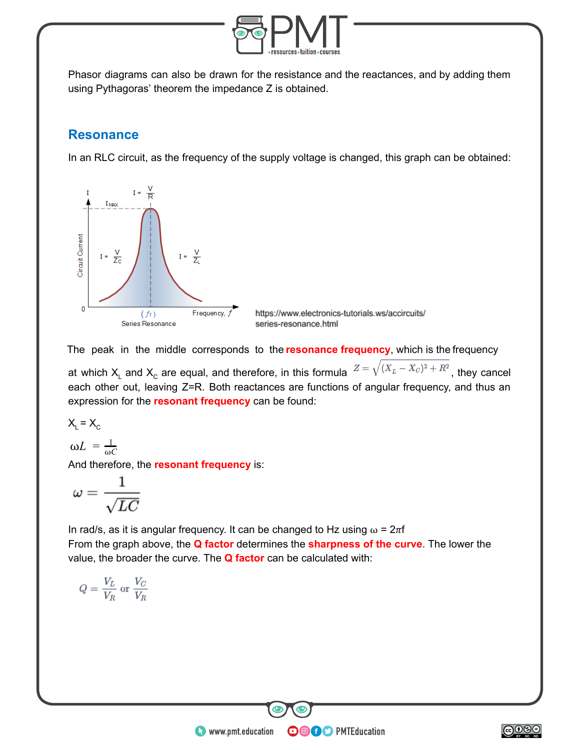Phasor diagrams can also be drawn for the resistance and the reactances, and by adding them using Pythagoras' theorem the impedance Z is obtained.

## Resonance

In an RLC circuit, as the frequency of the supply voltage is changed, this graph can be obtained:

I

$I = \frac{V}{R}$

$I_{MAX}$

Circuit Current

$I = \frac{V}{Z_C}$

$I = \frac{V}{Z_L}$

0

$(f_r)$

Series Resonance

Frequency, $f$

https://www.electronics-tutorials.ws/accircuits/series-resonance.html

The peak in the middle corresponds to the **resonance frequency**, which is the frequency at which $X_L$ and $X_C$ are equal, and therefore, in this formula $Z = \sqrt{(X_L - X_C)^2 + R^2}$, they cancel each other out, leaving Z=R. Both reactances are functions of angular frequency, and thus an expression for the **resonant frequency** can be found:

$X_L = X_C$

$\omega L = \frac{1}{\omega C}$

And therefore, the **resonant frequency** is:

$$\omega = \frac{1}{\sqrt{LC}}$$

In rad/s, as it is angular frequency. It can be changed to Hz using $\omega = 2\pi f$

From the graph above, the **Q factor** determines the **sharpness of the curve**. The lower the value, the broader the curve. The **Q factor** can be calculated with:

$$Q = \frac{V_L}{V_R} \text{ or } \frac{V_C}{V_R}$$